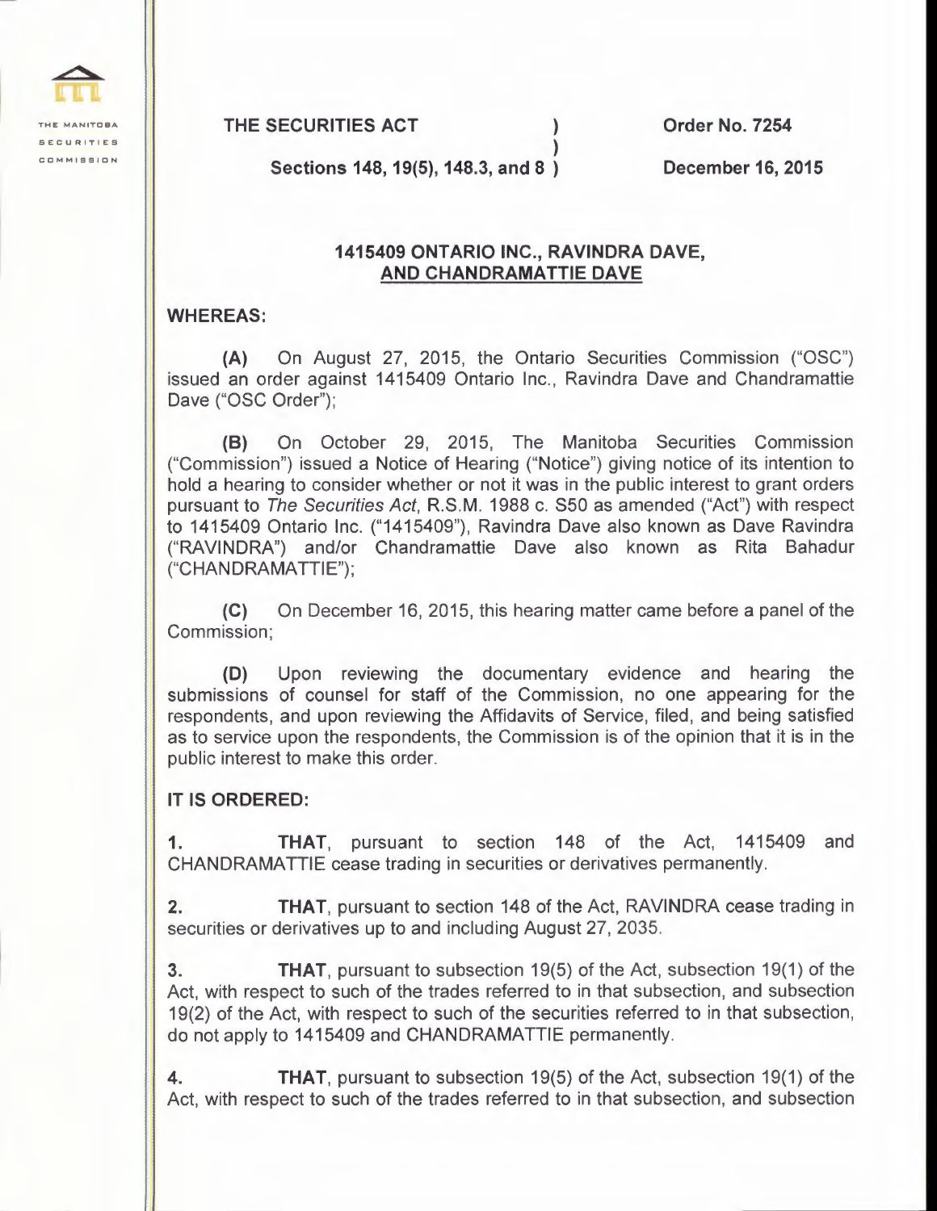**THE SECURITIES ACT** | **Order No. 7254**

**Sections 148, 19(5), 148.3, and 8** | **December 16, 2015**

## 1415409 ONTARIO INC., RAVINDRA DAVE, AND CHANDRAMATTIE DAVE

**WHEREAS:**

**(A)** On August 27, 2015, the Ontario Securities Commission ("OSC") issued an order against 1415409 Ontario Inc., Ravindra Dave and Chandramattie Dave ("OSC Order");

**(B)** On October 29, 2015, The Manitoba Securities Commission ("Commission") issued a Notice of Hearing ("Notice") giving notice of its intention to hold a hearing to consider whether or not it was in the public interest to grant orders pursuant to *The Securities Act*, R.S.M. 1988 c. S50 as amended ("Act") with respect to 1415409 Ontario Inc. ("1415409"), Ravindra Dave also known as Dave Ravindra ("RAVINDRA") and/or Chandramattie Dave also known as Rita Bahadur ("CHANDRAMATTIE");

**(C)** On December 16, 2015, this hearing matter came before a panel of the Commission;

**(D)** Upon reviewing the documentary evidence and hearing the submissions of counsel for staff of the Commission, no one appearing for the respondents, and upon reviewing the Affidavits of Service, filed, and being satisfied as to service upon the respondents, the Commission is of the opinion that it is in the public interest to make this order.

**IT IS ORDERED:**

**1.** **THAT**, pursuant to section 148 of the Act, 1415409 and CHANDRAMATTIE cease trading in securities or derivatives permanently.

**2.** **THAT**, pursuant to section 148 of the Act, RAVINDRA cease trading in securities or derivatives up to and including August 27, 2035.

**3.** **THAT**, pursuant to subsection 19(5) of the Act, subsection 19(1) of the Act, with respect to such of the trades referred to in that subsection, and subsection 19(2) of the Act, with respect to such of the securities referred to in that subsection, do not apply to 1415409 and CHANDRAMATTIE permanently.

**4.** **THAT**, pursuant to subsection 19(5) of the Act, subsection 19(1) of the Act, with respect to such of the trades referred to in that subsection, and subsection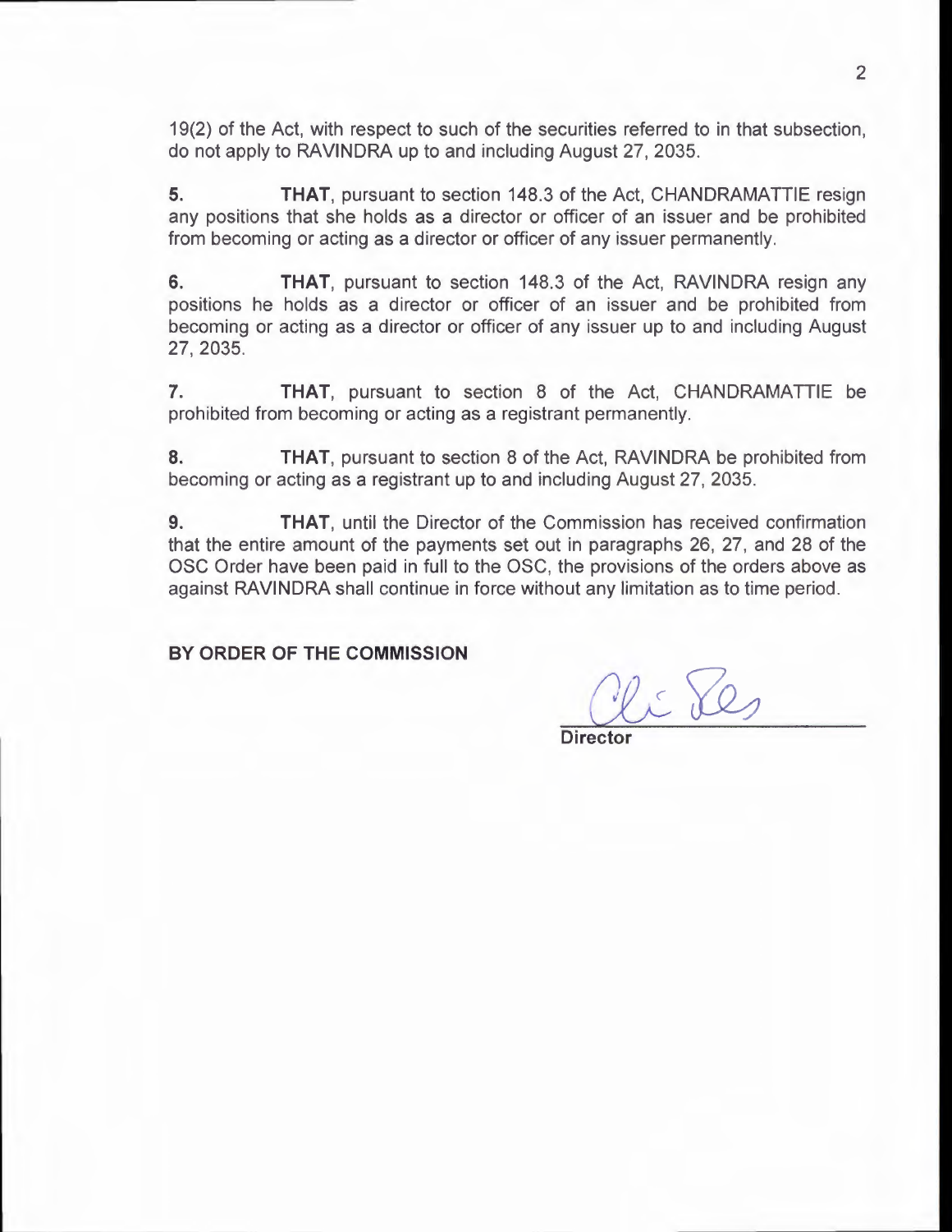19(2) of the Act, with respect to such of the securities referred to in that subsection, do not apply to RAVINDRA up to and including August 27, 2035.

**5.** **THAT**, pursuant to section 148.3 of the Act, CHANDRAMATTIE resign any positions that she holds as a director or officer of an issuer and be prohibited from becoming or acting as a director or officer of any issuer permanently.

**6.** **THAT**, pursuant to section 148.3 of the Act, RAVINDRA resign any positions he holds as a director or officer of an issuer and be prohibited from becoming or acting as a director or officer of any issuer up to and including August 27, 2035.

**7.** **THAT**, pursuant to section 8 of the Act, CHANDRAMATTIE be prohibited from becoming or acting as a registrant permanently.

**8.** **THAT**, pursuant to section 8 of the Act, RAVINDRA be prohibited from becoming or acting as a registrant up to and including August 27, 2035.

**9.** **THAT**, until the Director of the Commission has received confirmation that the entire amount of the payments set out in paragraphs 26, 27, and 28 of the OSC Order have been paid in full to the OSC, the provisions of the orders above as against RAVINDRA shall continue in force without any limitation as to time period.

**BY ORDER OF THE COMMISSION**

**Director**